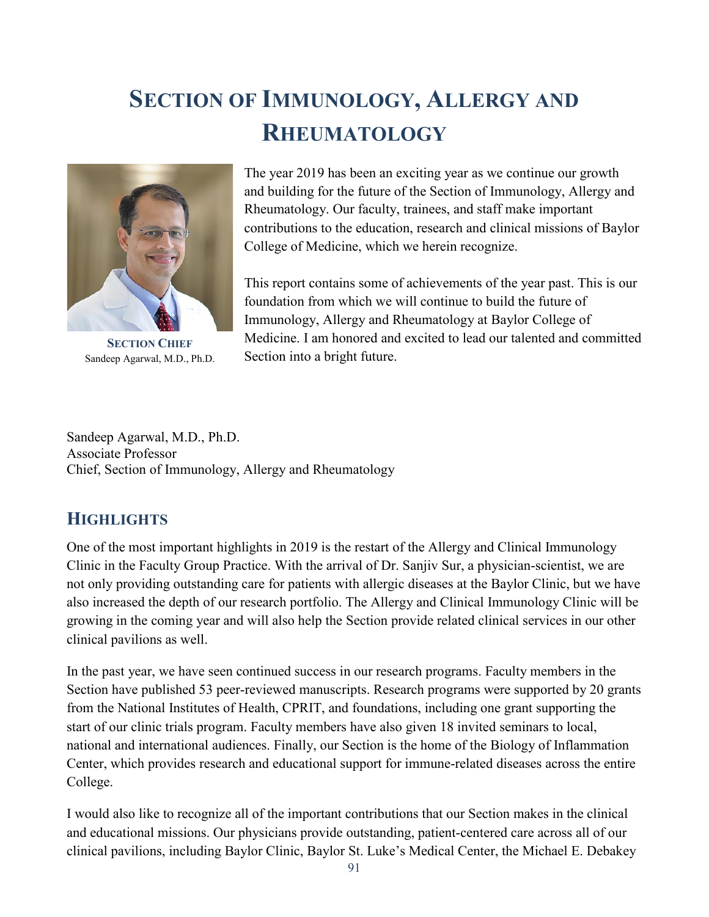# Section of Immunology, Allergy and Rheumatology

**Section Chief**
Sandeep Agarwal, M.D., Ph.D.

The year 2019 has been an exciting year as we continue our growth and building for the future of the Section of Immunology, Allergy and Rheumatology. Our faculty, trainees, and staff make important contributions to the education, research and clinical missions of Baylor College of Medicine, which we herein recognize.

This report contains some of achievements of the year past. This is our foundation from which we will continue to build the future of Immunology, Allergy and Rheumatology at Baylor College of Medicine. I am honored and excited to lead our talented and committed Section into a bright future.

Sandeep Agarwal, M.D., Ph.D.
Associate Professor
Chief, Section of Immunology, Allergy and Rheumatology

## Highlights

One of the most important highlights in 2019 is the restart of the Allergy and Clinical Immunology Clinic in the Faculty Group Practice. With the arrival of Dr. Sanjiv Sur, a physician-scientist, we are not only providing outstanding care for patients with allergic diseases at the Baylor Clinic, but we have also increased the depth of our research portfolio. The Allergy and Clinical Immunology Clinic will be growing in the coming year and will also help the Section provide related clinical services in our other clinical pavilions as well.

In the past year, we have seen continued success in our research programs. Faculty members in the Section have published 53 peer-reviewed manuscripts. Research programs were supported by 20 grants from the National Institutes of Health, CPRIT, and foundations, including one grant supporting the start of our clinic trials program. Faculty members have also given 18 invited seminars to local, national and international audiences. Finally, our Section is the home of the Biology of Inflammation Center, which provides research and educational support for immune-related diseases across the entire College.

I would also like to recognize all of the important contributions that our Section makes in the clinical and educational missions. Our physicians provide outstanding, patient-centered care across all of our clinical pavilions, including Baylor Clinic, Baylor St. Luke's Medical Center, the Michael E. Debakey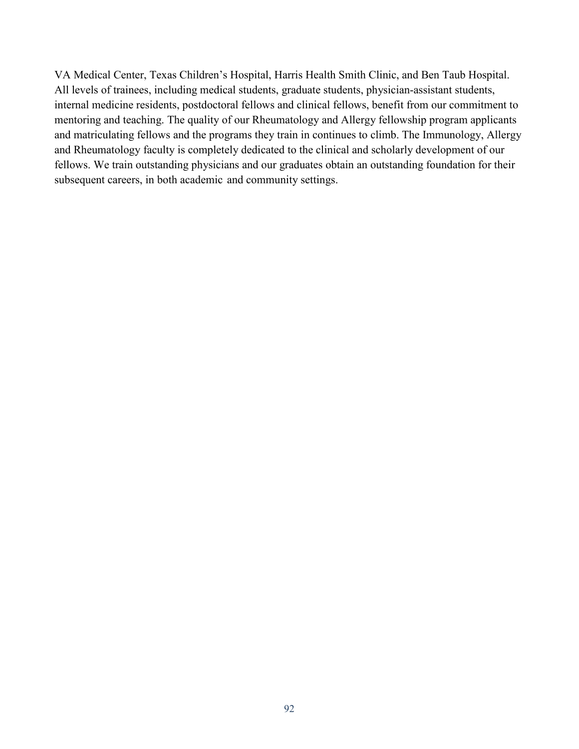VA Medical Center, Texas Children's Hospital, Harris Health Smith Clinic, and Ben Taub Hospital. All levels of trainees, including medical students, graduate students, physician-assistant students, internal medicine residents, postdoctoral fellows and clinical fellows, benefit from our commitment to mentoring and teaching. The quality of our Rheumatology and Allergy fellowship program applicants and matriculating fellows and the programs they train in continues to climb. The Immunology, Allergy and Rheumatology faculty is completely dedicated to the clinical and scholarly development of our fellows. We train outstanding physicians and our graduates obtain an outstanding foundation for their subsequent careers, in both academic and community settings.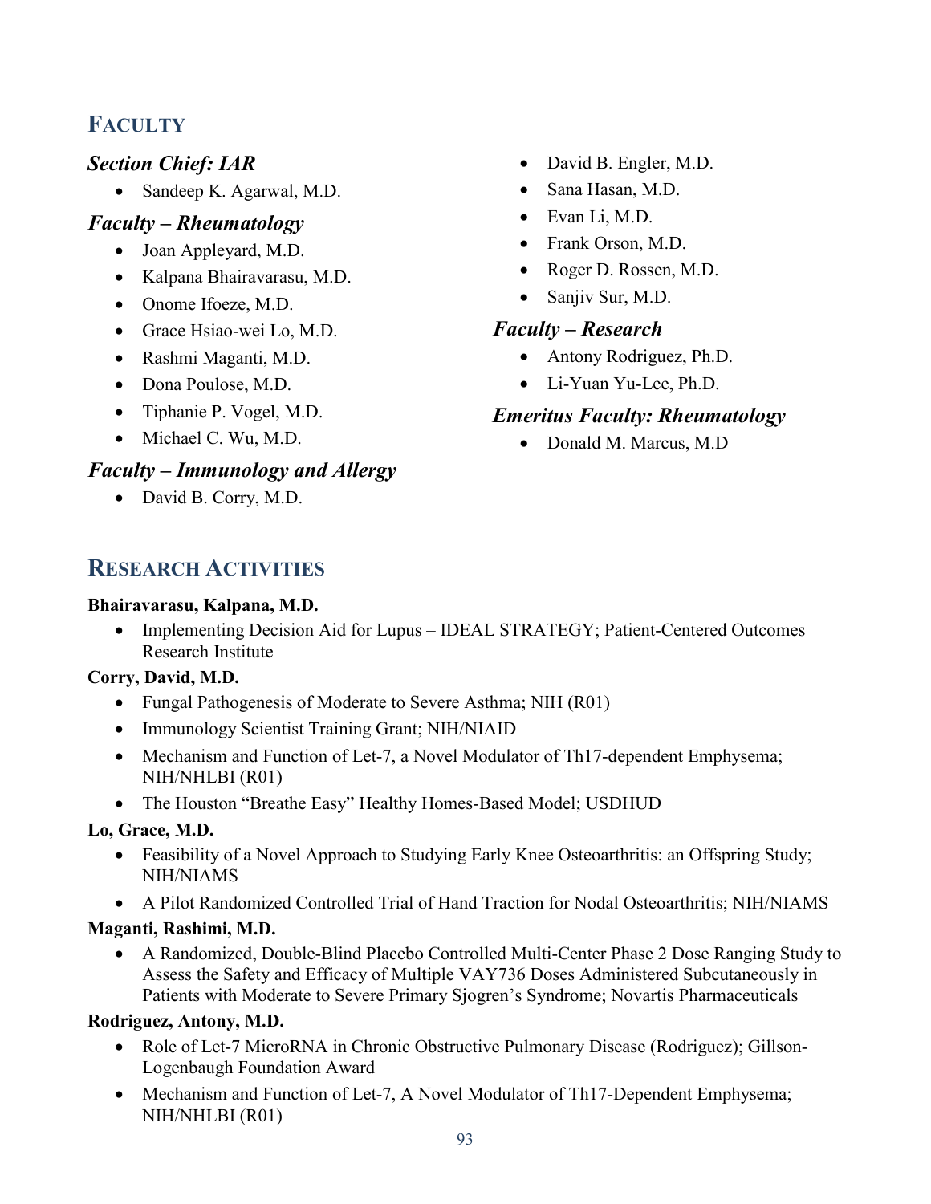## FACULTY

### *Section Chief: IAR*

- Sandeep K. Agarwal, M.D.

### *Faculty – Rheumatology*

- Joan Appleyard, M.D.
- Kalpana Bhairavarasu, M.D.
- Onome Ifoeze, M.D.
- Grace Hsiao-wei Lo, M.D.
- Rashmi Maganti, M.D.
- Dona Poulose, M.D.
- Tiphanie P. Vogel, M.D.
- Michael C. Wu, M.D.

### *Faculty – Immunology and Allergy*

- David B. Corry, M.D.
- David B. Engler, M.D.
- Sana Hasan, M.D.
- Evan Li, M.D.
- Frank Orson, M.D.
- Roger D. Rossen, M.D.
- Sanjiv Sur, M.D.

### *Faculty – Research*

- Antony Rodriguez, Ph.D.
- Li-Yuan Yu-Lee, Ph.D.

### *Emeritus Faculty: Rheumatology*

- Donald M. Marcus, M.D

## RESEARCH ACTIVITIES

**Bhairavarasu, Kalpana, M.D.**

- Implementing Decision Aid for Lupus – IDEAL STRATEGY; Patient-Centered Outcomes Research Institute

**Corry, David, M.D.**

- Fungal Pathogenesis of Moderate to Severe Asthma; NIH (R01)
- Immunology Scientist Training Grant; NIH/NIAID
- Mechanism and Function of Let-7, a Novel Modulator of Th17-dependent Emphysema; NIH/NHLBI (R01)
- The Houston "Breathe Easy" Healthy Homes-Based Model; USDHUD

**Lo, Grace, M.D.**

- Feasibility of a Novel Approach to Studying Early Knee Osteoarthritis: an Offspring Study; NIH/NIAMS
- A Pilot Randomized Controlled Trial of Hand Traction for Nodal Osteoarthritis; NIH/NIAMS

**Maganti, Rashimi, M.D.**

- A Randomized, Double-Blind Placebo Controlled Multi-Center Phase 2 Dose Ranging Study to Assess the Safety and Efficacy of Multiple VAY736 Doses Administered Subcutaneously in Patients with Moderate to Severe Primary Sjogren's Syndrome; Novartis Pharmaceuticals

**Rodriguez, Antony, M.D.**

- Role of Let-7 MicroRNA in Chronic Obstructive Pulmonary Disease (Rodriguez); Gillson-Logenbaugh Foundation Award
- Mechanism and Function of Let-7, A Novel Modulator of Th17-Dependent Emphysema; NIH/NHLBI (R01)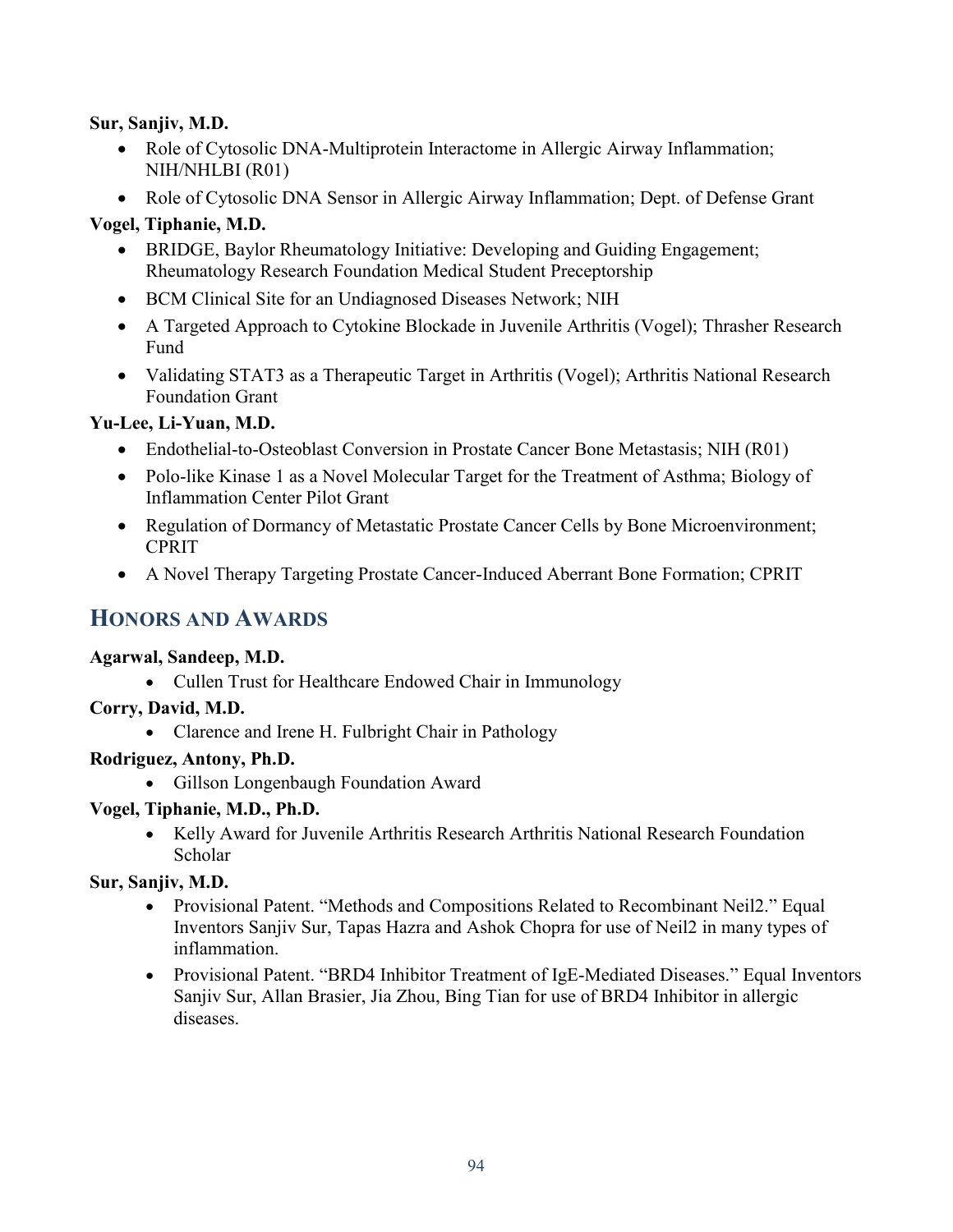**Sur, Sanjiv, M.D.**

- Role of Cytosolic DNA-Multiprotein Interactome in Allergic Airway Inflammation; NIH/NHLBI (R01)
- Role of Cytosolic DNA Sensor in Allergic Airway Inflammation; Dept. of Defense Grant

**Vogel, Tiphanie, M.D.**

- BRIDGE, Baylor Rheumatology Initiative: Developing and Guiding Engagement; Rheumatology Research Foundation Medical Student Preceptorship
- BCM Clinical Site for an Undiagnosed Diseases Network; NIH
- A Targeted Approach to Cytokine Blockade in Juvenile Arthritis (Vogel); Thrasher Research Fund
- Validating STAT3 as a Therapeutic Target in Arthritis (Vogel); Arthritis National Research Foundation Grant

**Yu-Lee, Li-Yuan, M.D.**

- Endothelial-to-Osteoblast Conversion in Prostate Cancer Bone Metastasis; NIH (R01)
- Polo-like Kinase 1 as a Novel Molecular Target for the Treatment of Asthma; Biology of Inflammation Center Pilot Grant
- Regulation of Dormancy of Metastatic Prostate Cancer Cells by Bone Microenvironment; CPRIT
- A Novel Therapy Targeting Prostate Cancer-Induced Aberrant Bone Formation; CPRIT

## HONORS AND AWARDS

**Agarwal, Sandeep, M.D.**

- Cullen Trust for Healthcare Endowed Chair in Immunology

**Corry, David, M.D.**

- Clarence and Irene H. Fulbright Chair in Pathology

**Rodriguez, Antony, Ph.D.**

- Gillson Longenbaugh Foundation Award

**Vogel, Tiphanie, M.D., Ph.D.**

- Kelly Award for Juvenile Arthritis Research Arthritis National Research Foundation Scholar

**Sur, Sanjiv, M.D.**

- Provisional Patent. "Methods and Compositions Related to Recombinant Neil2." Equal Inventors Sanjiv Sur, Tapas Hazra and Ashok Chopra for use of Neil2 in many types of inflammation.
- Provisional Patent. "BRD4 Inhibitor Treatment of IgE-Mediated Diseases." Equal Inventors Sanjiv Sur, Allan Brasier, Jia Zhou, Bing Tian for use of BRD4 Inhibitor in allergic diseases.